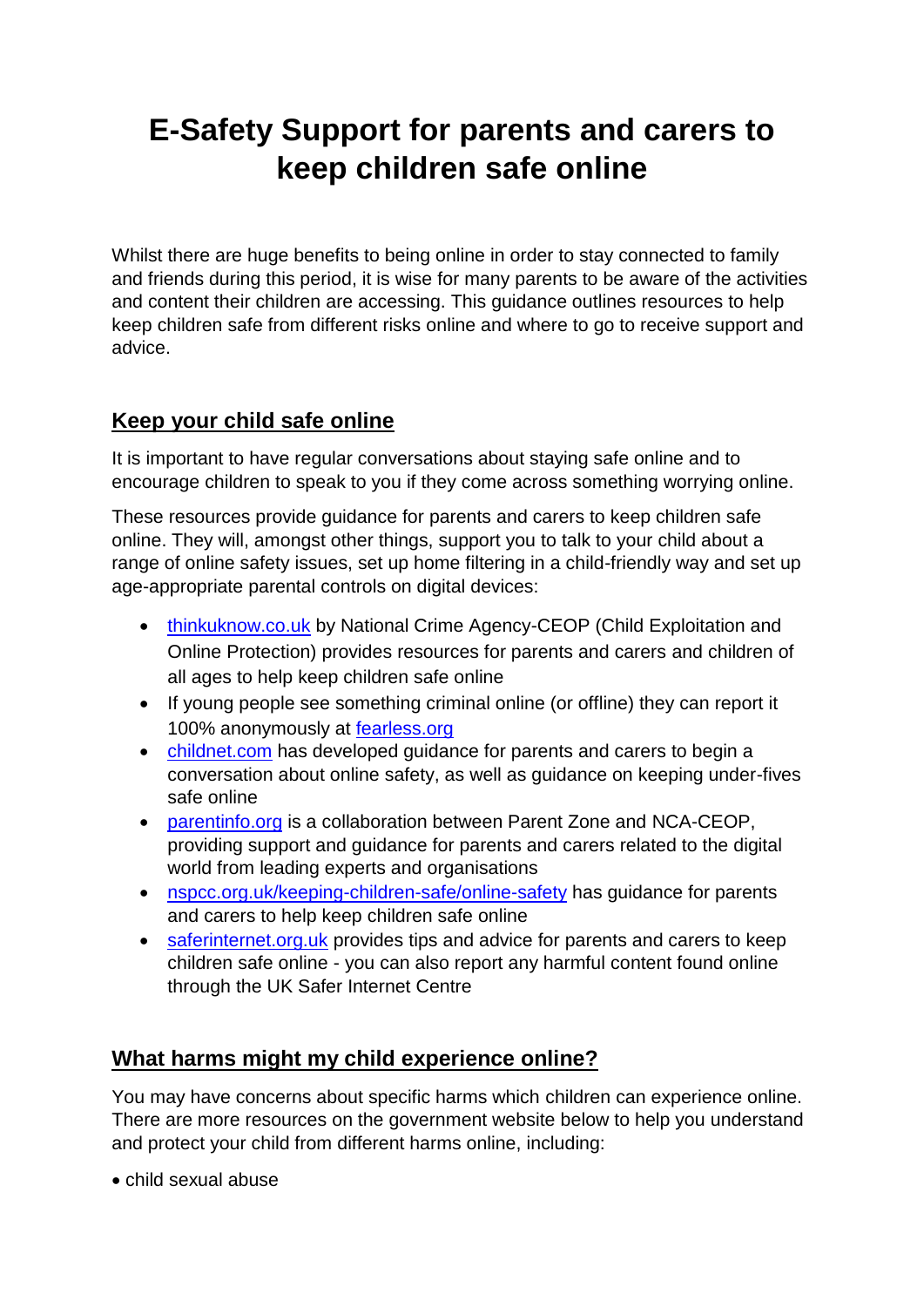# E-Safety Support for parents and carers to keep children safe online

Whilst there are huge benefits to being online in order to stay connected to family and friends during this period, it is wise for many parents to be aware of the activities and content their children are accessing. This guidance outlines resources to help keep children safe from different risks online and where to go to receive support and advice.

## Keep your child safe online

It is important to have regular conversations about staying safe online and to encourage children to speak to you if they come across something worrying online.

These resources provide guidance for parents and carers to keep children safe online. They will, amongst other things, support you to talk to your child about a range of online safety issues, set up home filtering in a child-friendly way and set up age-appropriate parental controls on digital devices:

- thinkuknow.co.uk by National Crime Agency-CEOP (Child Exploitation and Online Protection) provides resources for parents and carers and children of all ages to help keep children safe online
- If young people see something criminal online (or offline) they can report it 100% anonymously at fearless.org
- childnet.com has developed guidance for parents and carers to begin a conversation about online safety, as well as guidance on keeping under-fives safe online
- parentinfo.org is a collaboration between Parent Zone and NCA-CEOP, providing support and guidance for parents and carers related to the digital world from leading experts and organisations
- nspcc.org.uk/keeping-children-safe/online-safety has guidance for parents and carers to help keep children safe online
- saferinternet.org.uk provides tips and advice for parents and carers to keep children safe online - you can also report any harmful content found online through the UK Safer Internet Centre

## What harms might my child experience online?

You may have concerns about specific harms which children can experience online. There are more resources on the government website below to help you understand and protect your child from different harms online, including:

- child sexual abuse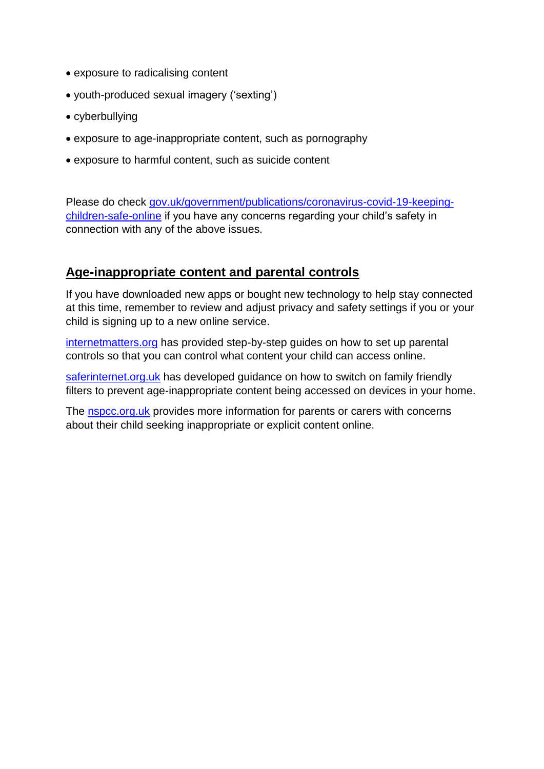- exposure to radicalising content
- youth-produced sexual imagery ('sexting')
- cyberbullying
- exposure to age-inappropriate content, such as pornography
- exposure to harmful content, such as suicide content

Please do check gov.uk/government/publications/coronavirus-covid-19-keeping-children-safe-online if you have any concerns regarding your child's safety in connection with any of the above issues.

## Age-inappropriate content and parental controls

If you have downloaded new apps or bought new technology to help stay connected at this time, remember to review and adjust privacy and safety settings if you or your child is signing up to a new online service.

internetmatters.org has provided step-by-step guides on how to set up parental controls so that you can control what content your child can access online.

saferinternet.org.uk has developed guidance on how to switch on family friendly filters to prevent age-inappropriate content being accessed on devices in your home.

The nspcc.org.uk provides more information for parents or carers with concerns about their child seeking inappropriate or explicit content online.